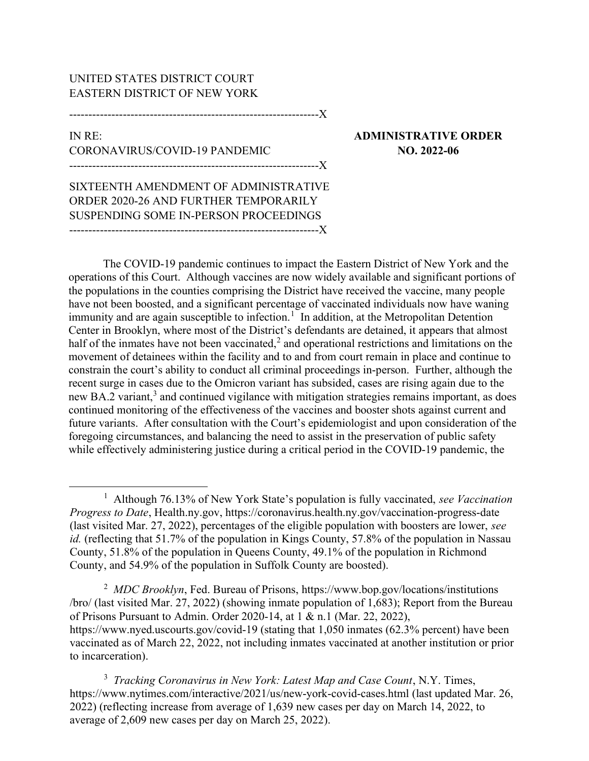UNITED STATES DISTRICT COURT
EASTERN DISTRICT OF NEW YORK

---

IN RE:
CORONAVIRUS/COVID-19 PANDEMIC

**ADMINISTRATIVE ORDER NO. 2022-06**

---

SIXTEENTH AMENDMENT OF ADMINISTRATIVE ORDER 2020-26 AND FURTHER TEMPORARILY SUSPENDING SOME IN-PERSON PROCEEDINGS

---

The COVID-19 pandemic continues to impact the Eastern District of New York and the operations of this Court. Although vaccines are now widely available and significant portions of the populations in the counties comprising the District have received the vaccine, many people have not been boosted, and a significant percentage of vaccinated individuals now have waning immunity and are again susceptible to infection.[1] In addition, at the Metropolitan Detention Center in Brooklyn, where most of the District's defendants are detained, it appears that almost half of the inmates have not been vaccinated,[2] and operational restrictions and limitations on the movement of detainees within the facility and to and from court remain in place and continue to constrain the court's ability to conduct all criminal proceedings in-person. Further, although the recent surge in cases due to the Omicron variant has subsided, cases are rising again due to the new BA.2 variant,[3] and continued vigilance with mitigation strategies remains important, as does continued monitoring of the effectiveness of the vaccines and booster shots against current and future variants. After consultation with the Court's epidemiologist and upon consideration of the foregoing circumstances, and balancing the need to assist in the preservation of public safety while effectively administering justice during a critical period in the COVID-19 pandemic, the

---

[1] Although 76.13% of New York State's population is fully vaccinated, *see Vaccination Progress to Date*, Health.ny.gov, https://coronavirus.health.ny.gov/vaccination-progress-date (last visited Mar. 27, 2022), percentages of the eligible population with boosters are lower, *see id.* (reflecting that 51.7% of the population in Kings County, 57.8% of the population in Nassau County, 51.8% of the population in Queens County, 49.1% of the population in Richmond County, and 54.9% of the population in Suffolk County are boosted).

[2] *MDC Brooklyn*, Fed. Bureau of Prisons, https://www.bop.gov/locations/institutions/bro/ (last visited Mar. 27, 2022) (showing inmate population of 1,683); Report from the Bureau of Prisons Pursuant to Admin. Order 2020-14, at 1 & n.1 (Mar. 22, 2022), https://www.nyed.uscourts.gov/covid-19 (stating that 1,050 inmates (62.3% percent) have been vaccinated as of March 22, 2022, not including inmates vaccinated at another institution or prior to incarceration).

[3] *Tracking Coronavirus in New York: Latest Map and Case Count*, N.Y. Times, https://www.nytimes.com/interactive/2021/us/new-york-covid-cases.html (last updated Mar. 26, 2022) (reflecting increase from average of 1,639 new cases per day on March 14, 2022, to average of 2,609 new cases per day on March 25, 2022).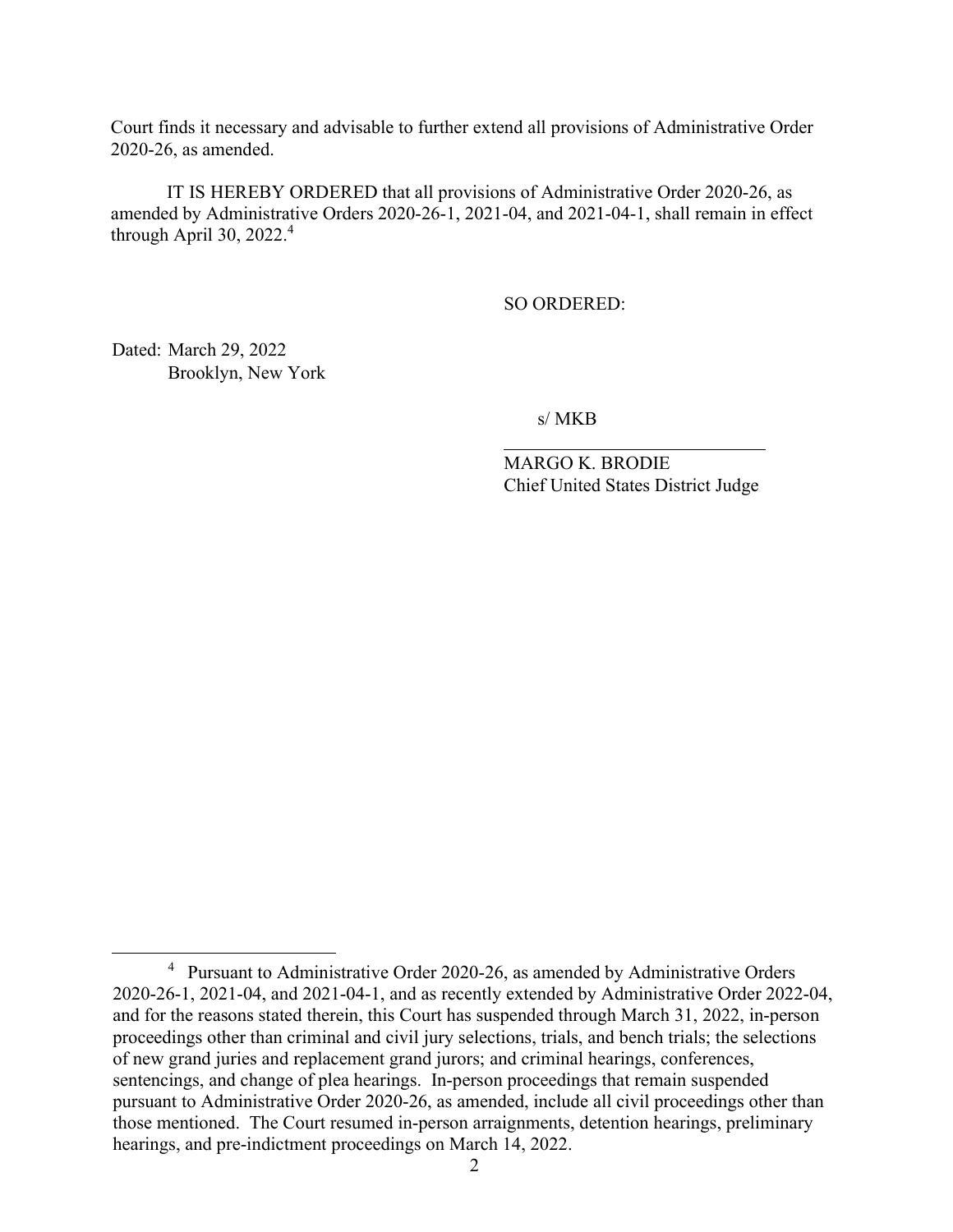Court finds it necessary and advisable to further extend all provisions of Administrative Order 2020-26, as amended.

IT IS HEREBY ORDERED that all provisions of Administrative Order 2020-26, as amended by Administrative Orders 2020-26-1, 2021-04, and 2021-04-1, shall remain in effect through April 30, 2022.[4]

SO ORDERED:

Dated: March 29, 2022
Brooklyn, New York

s/ MKB

MARGO K. BRODIE
Chief United States District Judge

[4] Pursuant to Administrative Order 2020-26, as amended by Administrative Orders 2020-26-1, 2021-04, and 2021-04-1, and as recently extended by Administrative Order 2022-04, and for the reasons stated therein, this Court has suspended through March 31, 2022, in-person proceedings other than criminal and civil jury selections, trials, and bench trials; the selections of new grand juries and replacement grand jurors; and criminal hearings, conferences, sentencings, and change of plea hearings. In-person proceedings that remain suspended pursuant to Administrative Order 2020-26, as amended, include all civil proceedings other than those mentioned. The Court resumed in-person arraignments, detention hearings, preliminary hearings, and pre-indictment proceedings on March 14, 2022.